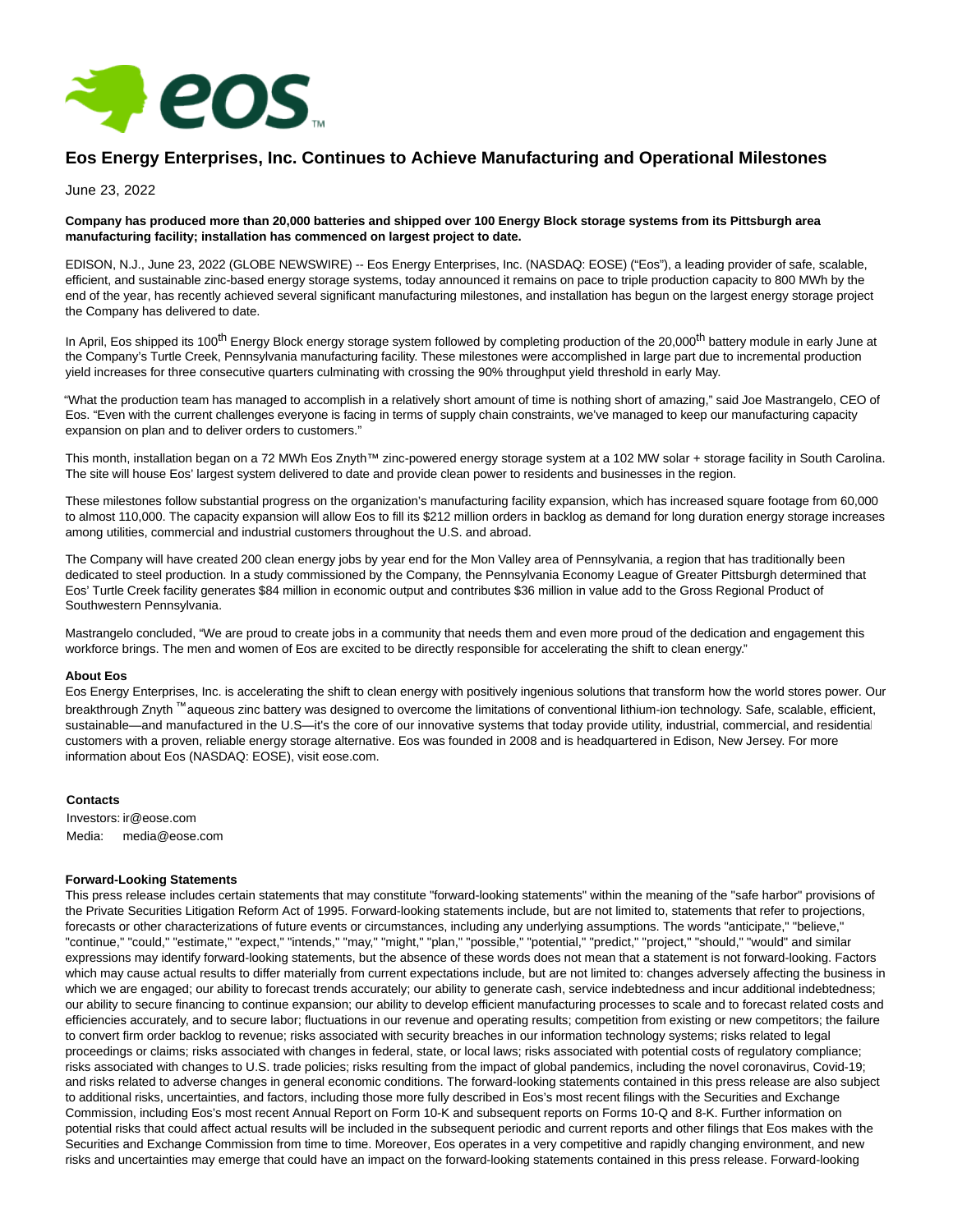# Eos Energy Enterprises, Inc. Continues to Achieve Manufacturing and Operational Milestones

June 23, 2022

**Company has produced more than 20,000 batteries and shipped over 100 Energy Block storage systems from its Pittsburgh area manufacturing facility; installation has commenced on largest project to date.**

EDISON, N.J., June 23, 2022 (GLOBE NEWSWIRE) -- Eos Energy Enterprises, Inc. (NASDAQ: EOSE) ("Eos"), a leading provider of safe, scalable, efficient, and sustainable zinc-based energy storage systems, today announced it remains on pace to triple production capacity to 800 MWh by the end of the year, has recently achieved several significant manufacturing milestones, and installation has begun on the largest energy storage project the Company has delivered to date.

In April, Eos shipped its 100th Energy Block energy storage system followed by completing production of the 20,000th battery module in early June at the Company's Turtle Creek, Pennsylvania manufacturing facility. These milestones were accomplished in large part due to incremental production yield increases for three consecutive quarters culminating with crossing the 90% throughput yield threshold in early May.

"What the production team has managed to accomplish in a relatively short amount of time is nothing short of amazing," said Joe Mastrangelo, CEO of Eos. "Even with the current challenges everyone is facing in terms of supply chain constraints, we've managed to keep our manufacturing capacity expansion on plan and to deliver orders to customers."

This month, installation began on a 72 MWh Eos Znyth™ zinc-powered energy storage system at a 102 MW solar + storage facility in South Carolina. The site will house Eos' largest system delivered to date and provide clean power to residents and businesses in the region.

These milestones follow substantial progress on the organization's manufacturing facility expansion, which has increased square footage from 60,000 to almost 110,000. The capacity expansion will allow Eos to fill its $212 million orders in backlog as demand for long duration energy storage increases among utilities, commercial and industrial customers throughout the U.S. and abroad.

The Company will have created 200 clean energy jobs by year end for the Mon Valley area of Pennsylvania, a region that has traditionally been dedicated to steel production. In a study commissioned by the Company, the Pennsylvania Economy League of Greater Pittsburgh determined that Eos' Turtle Creek facility generates $84 million in economic output and contributes $36 million in value add to the Gross Regional Product of Southwestern Pennsylvania.

Mastrangelo concluded, "We are proud to create jobs in a community that needs them and even more proud of the dedication and engagement this workforce brings. The men and women of Eos are excited to be directly responsible for accelerating the shift to clean energy."

**About Eos**

Eos Energy Enterprises, Inc. is accelerating the shift to clean energy with positively ingenious solutions that transform how the world stores power. Our breakthrough Znyth ™ aqueous zinc battery was designed to overcome the limitations of conventional lithium-ion technology. Safe, scalable, efficient, sustainable—and manufactured in the U.S—it's the core of our innovative systems that today provide utility, industrial, commercial, and residential customers with a proven, reliable energy storage alternative. Eos was founded in 2008 and is headquartered in Edison, New Jersey. For more information about Eos (NASDAQ: EOSE), visit eose.com.

**Contacts**

Investors: ir@eose.com
Media: media@eose.com

**Forward-Looking Statements**

This press release includes certain statements that may constitute "forward-looking statements" within the meaning of the "safe harbor" provisions of the Private Securities Litigation Reform Act of 1995. Forward-looking statements include, but are not limited to, statements that refer to projections, forecasts or other characterizations of future events or circumstances, including any underlying assumptions. The words "anticipate," "believe," "continue," "could," "estimate," "expect," "intends," "may," "might," "plan," "possible," "potential," "predict," "project," "should," "would" and similar expressions may identify forward-looking statements, but the absence of these words does not mean that a statement is not forward-looking. Factors which may cause actual results to differ materially from current expectations include, but are not limited to: changes adversely affecting the business in which we are engaged; our ability to forecast trends accurately; our ability to generate cash, service indebtedness and incur additional indebtedness; our ability to secure financing to continue expansion; our ability to develop efficient manufacturing processes to scale and to forecast related costs and efficiencies accurately, and to secure labor; fluctuations in our revenue and operating results; competition from existing or new competitors; the failure to convert firm order backlog to revenue; risks associated with security breaches in our information technology systems; risks related to legal proceedings or claims; risks associated with changes in federal, state, or local laws; risks associated with potential costs of regulatory compliance; risks associated with changes to U.S. trade policies; risks resulting from the impact of global pandemics, including the novel coronavirus, Covid-19; and risks related to adverse changes in general economic conditions. The forward-looking statements contained in this press release are also subject to additional risks, uncertainties, and factors, including those more fully described in Eos's most recent filings with the Securities and Exchange Commission, including Eos's most recent Annual Report on Form 10-K and subsequent reports on Forms 10-Q and 8-K. Further information on potential risks that could affect actual results will be included in the subsequent periodic and current reports and other filings that Eos makes with the Securities and Exchange Commission from time to time. Moreover, Eos operates in a very competitive and rapidly changing environment, and new risks and uncertainties may emerge that could have an impact on the forward-looking statements contained in this press release. Forward-looking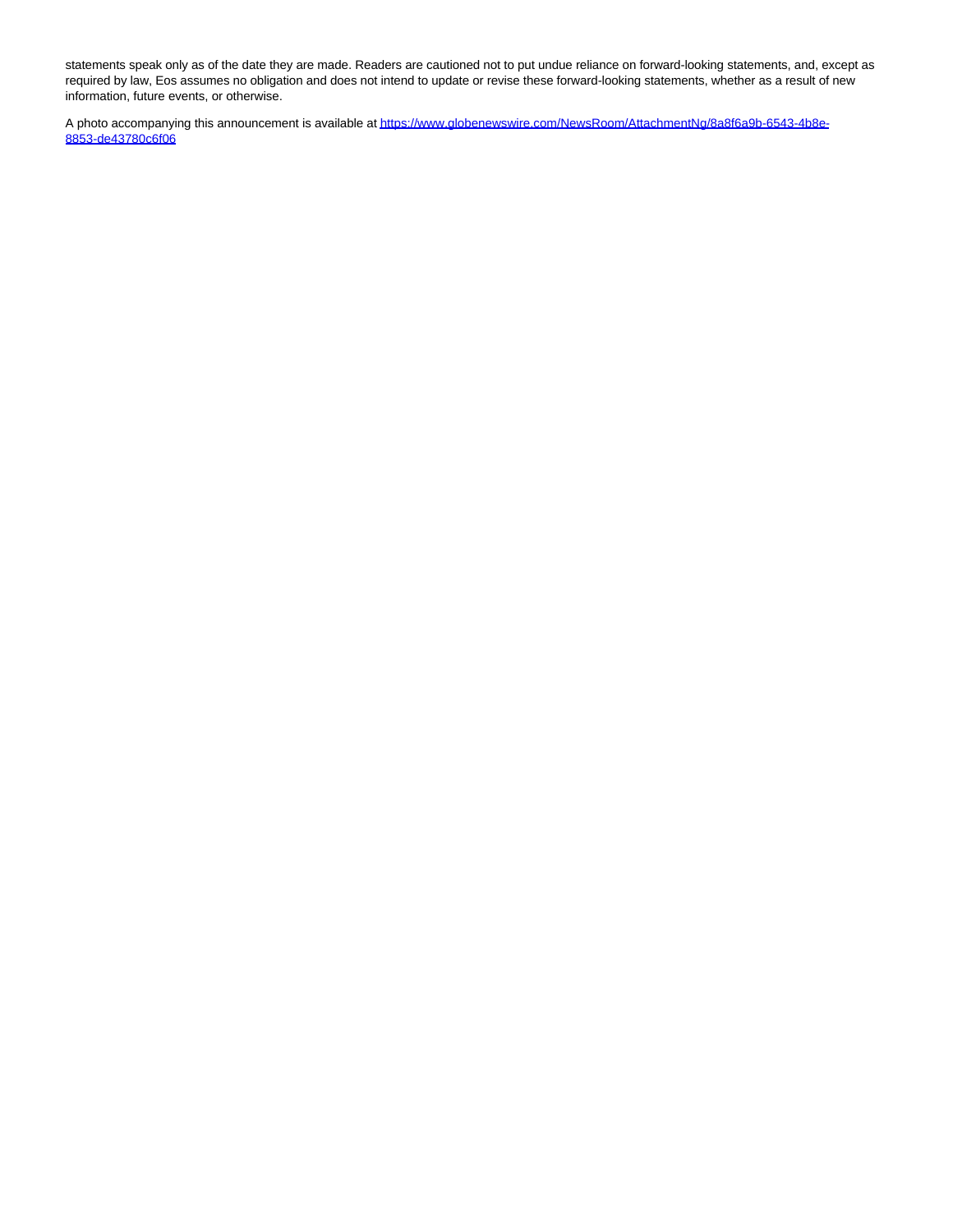statements speak only as of the date they are made. Readers are cautioned not to put undue reliance on forward-looking statements, and, except as required by law, Eos assumes no obligation and does not intend to update or revise these forward-looking statements, whether as a result of new information, future events, or otherwise.

A photo accompanying this announcement is available at [https://www.globenewswire.com/NewsRoom/AttachmentNg/8a8f6a9b-6543-4b8e-8853-de43780c6f06](https://www.globenewswire.com/NewsRoom/AttachmentNg/8a8f6a9b-6543-4b8e-8853-de43780c6f06)